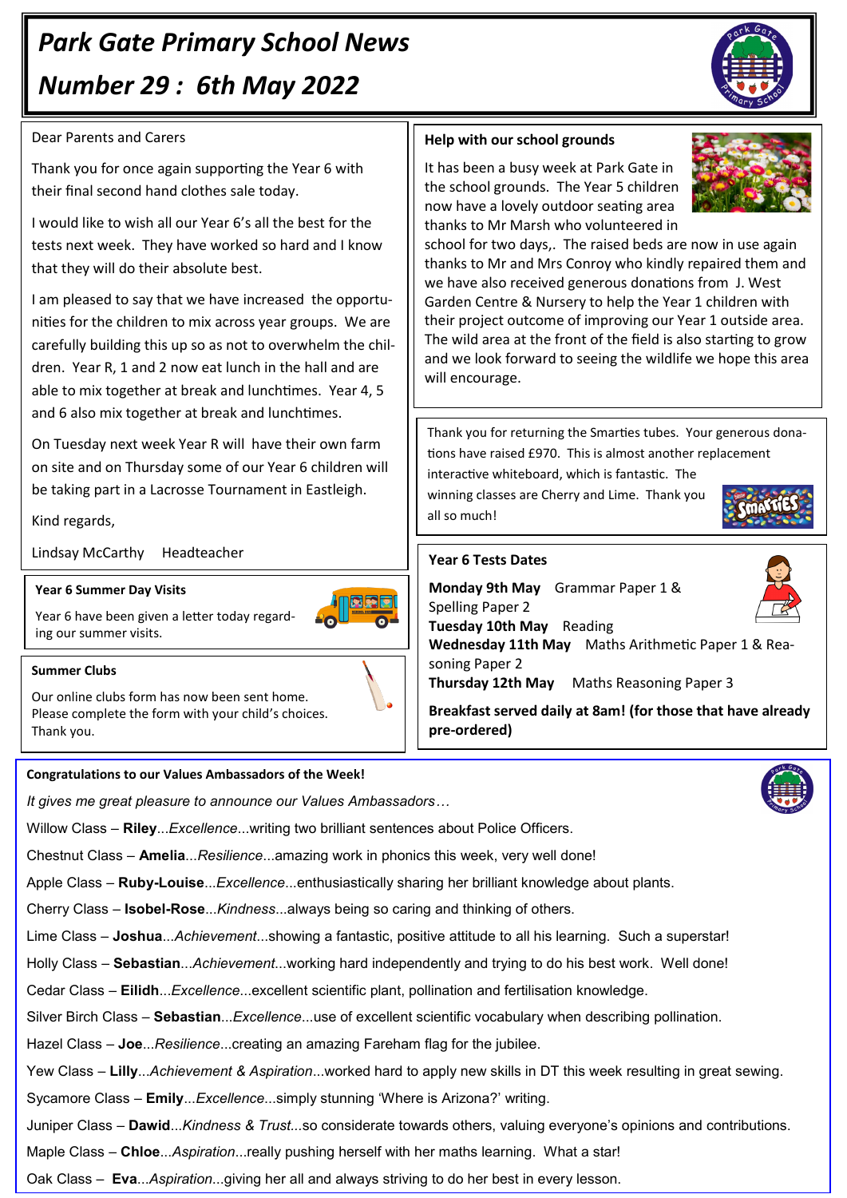# Park Gate Primary School News

# Number 29 : 6th May 2022

Dear Parents and Carers

Thank you for once again supporting the Year 6 with their final second hand clothes sale today.

I would like to wish all our Year 6's all the best for the tests next week. They have worked so hard and I know that they will do their absolute best.

I am pleased to say that we have increased the opportunities for the children to mix across year groups. We are carefully building this up so as not to overwhelm the children. Year R, 1 and 2 now eat lunch in the hall and are able to mix together at break and lunchtimes. Year 4, 5 and 6 also mix together at break and lunchtimes.

On Tuesday next week Year R will have their own farm on site and on Thursday some of our Year 6 children will be taking part in a Lacrosse Tournament in Eastleigh.

Kind regards,

Lindsay McCarthy Headteacher

### Year 6 Summer Day Visits

Year 6 have been given a letter today regarding our summer visits.

### Summer Clubs

Our online clubs form has now been sent home. Please complete the form with your child's choices. Thank you.

### Help with our school grounds

It has been a busy week at Park Gate in the school grounds. The Year 5 children now have a lovely outdoor seating area thanks to Mr Marsh who volunteered in school for two days,. The raised beds are now in use again thanks to Mr and Mrs Conroy who kindly repaired them and we have also received generous donations from J. West Garden Centre & Nursery to help the Year 1 children with their project outcome of improving our Year 1 outside area. The wild area at the front of the field is also starting to grow and we look forward to seeing the wildlife we hope this area will encourage.

Thank you for returning the Smarties tubes. Your generous donations have raised £970. This is almost another replacement interactive whiteboard, which is fantastic. The winning classes are Cherry and Lime. Thank you all so much!

### Year 6 Tests Dates

**Monday 9th May** Grammar Paper 1 & Spelling Paper 2
**Tuesday 10th May** Reading
**Wednesday 11th May** Maths Arithmetic Paper 1 & Reasoning Paper 2
**Thursday 12th May** Maths Reasoning Paper 3

**Breakfast served daily at 8am! (for those that have already pre-ordered)**

### Congratulations to our Values Ambassadors of the Week!

*It gives me great pleasure to announce our Values Ambassadors…*

Willow Class – **Riley**...*Excellence*...writing two brilliant sentences about Police Officers.

Chestnut Class – **Amelia**...*Resilience*...amazing work in phonics this week, very well done!

Apple Class – **Ruby-Louise**...*Excellence*...enthusiastically sharing her brilliant knowledge about plants.

Cherry Class – **Isobel-Rose**...*Kindness*...always being so caring and thinking of others.

Lime Class – **Joshua**...*Achievement*...showing a fantastic, positive attitude to all his learning. Such a superstar!

Holly Class – **Sebastian**...*Achievement*...working hard independently and trying to do his best work. Well done!

Cedar Class – **Eilidh**...*Excellence*...excellent scientific plant, pollination and fertilisation knowledge.

Silver Birch Class – **Sebastian**...*Excellence*...use of excellent scientific vocabulary when describing pollination.

Hazel Class – **Joe**...*Resilience*...creating an amazing Fareham flag for the jubilee.

Yew Class – **Lilly**...*Achievement & Aspiration*...worked hard to apply new skills in DT this week resulting in great sewing.

Sycamore Class – **Emily**...*Excellence*...simply stunning 'Where is Arizona?' writing.

Juniper Class – **Dawid**...*Kindness & Trust*...so considerate towards others, valuing everyone's opinions and contributions.

Maple Class – **Chloe**...*Aspiration*...really pushing herself with her maths learning. What a star!

Oak Class – **Eva**...*Aspiration*...giving her all and always striving to do her best in every lesson.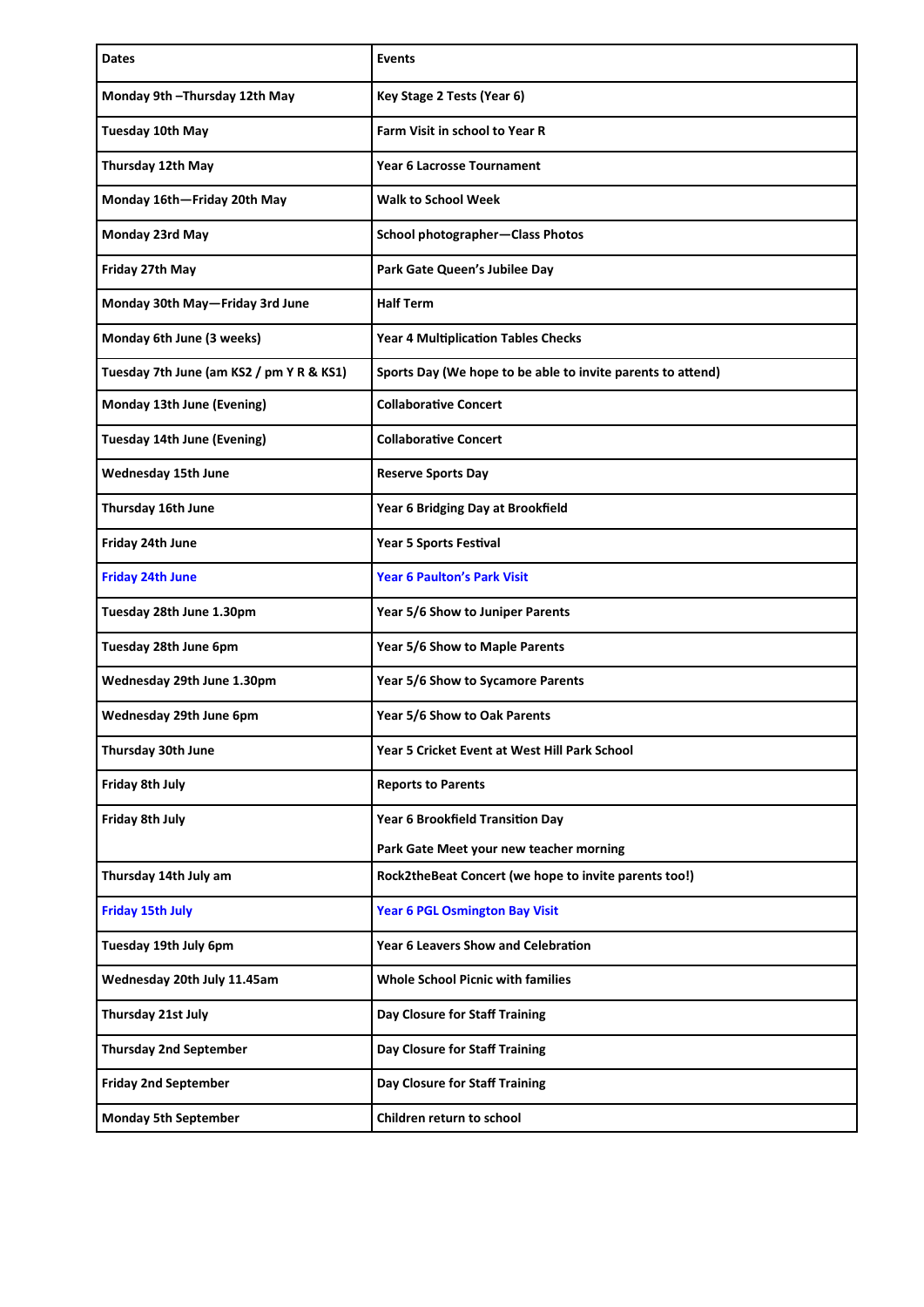| Dates | Events |
|---|---|
| Monday 9th –Thursday 12th May | Key Stage 2 Tests (Year 6) |
| Tuesday 10th May | Farm Visit in school to Year R |
| Thursday 12th May | Year 6 Lacrosse Tournament |
| Monday 16th—Friday 20th May | Walk to School Week |
| Monday 23rd May | School photographer—Class Photos |
| Friday 27th May | Park Gate Queen's Jubilee Day |
| Monday 30th May—Friday 3rd June | Half Term |
| Monday 6th June (3 weeks) | Year 4 Multiplication Tables Checks |
| Tuesday 7th June (am KS2 / pm Y R & KS1) | Sports Day (We hope to be able to invite parents to attend) |
| Monday 13th June (Evening) | Collaborative Concert |
| Tuesday 14th June (Evening) | Collaborative Concert |
| Wednesday 15th June | Reserve Sports Day |
| Thursday 16th June | Year 6 Bridging Day at Brookfield |
| Friday 24th June | Year 5 Sports Festival |
| Friday 24th June | Year 6 Paulton's Park Visit |
| Tuesday 28th June 1.30pm | Year 5/6 Show to Juniper Parents |
| Tuesday 28th June 6pm | Year 5/6 Show to Maple Parents |
| Wednesday 29th June 1.30pm | Year 5/6 Show to Sycamore Parents |
| Wednesday 29th June 6pm | Year 5/6 Show to Oak Parents |
| Thursday 30th June | Year 5 Cricket Event at West Hill Park School |
| Friday 8th July | Reports to Parents |
| Friday 8th July | Year 6 Brookfield Transition Day<br>Park Gate Meet your new teacher morning |
| Thursday 14th July am | Rock2theBeat Concert (we hope to invite parents too!) |
| Friday 15th July | Year 6 PGL Osmington Bay Visit |
| Tuesday 19th July 6pm | Year 6 Leavers Show and Celebration |
| Wednesday 20th July 11.45am | Whole School Picnic with families |
| Thursday 21st July | Day Closure for Staff Training |
| Thursday 2nd September | Day Closure for Staff Training |
| Friday 2nd September | Day Closure for Staff Training |
| Monday 5th September | Children return to school |